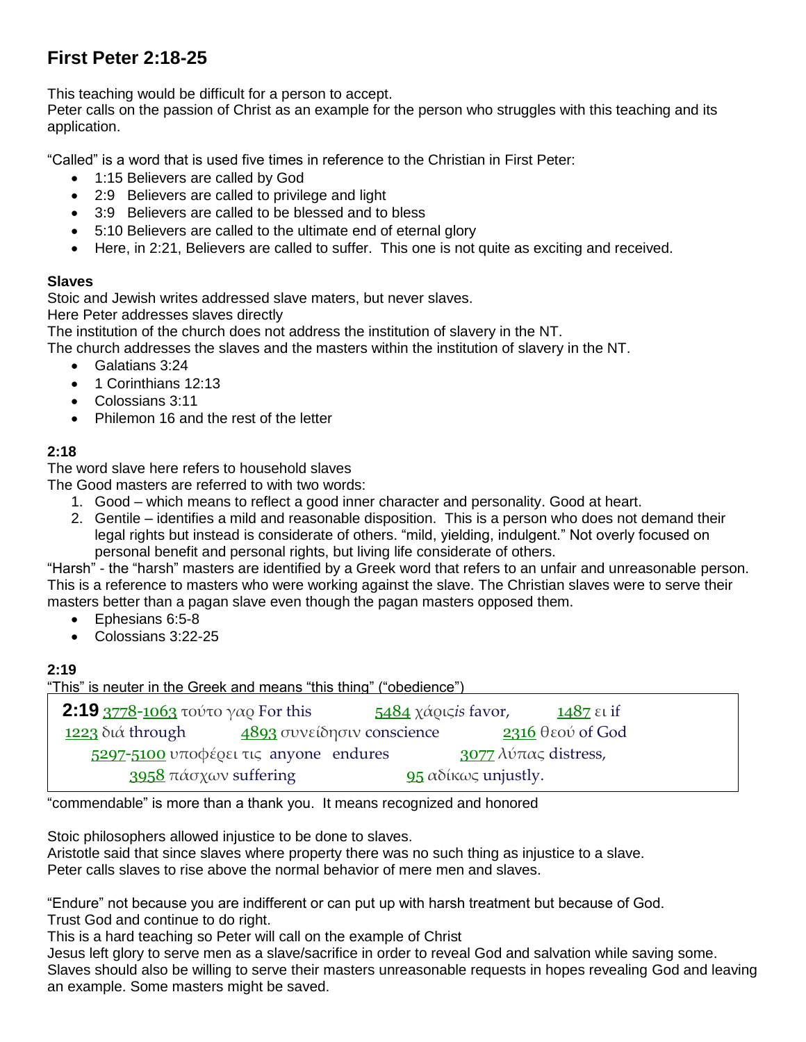# First Peter 2:18-25

This teaching would be difficult for a person to accept.
Peter calls on the passion of Christ as an example for the person who struggles with this teaching and its application.

“Called” is a word that is used five times in reference to the Christian in First Peter:

- 1:15 Believers are called by God
- 2:9 Believers are called to privilege and light
- 3:9 Believers are called to be blessed and to bless
- 5:10 Believers are called to the ultimate end of eternal glory
- Here, in 2:21, Believers are called to suffer. This one is not quite as exciting and received.

**Slaves**

Stoic and Jewish writes addressed slave maters, but never slaves.
Here Peter addresses slaves directly
The institution of the church does not address the institution of slavery in the NT.
The church addresses the slaves and the masters within the institution of slavery in the NT.

- Galatians 3:24
- 1 Corinthians 12:13
- Colossians 3:11
- Philemon 16 and the rest of the letter

**2:18**

The word slave here refers to household slaves
The Good masters are referred to with two words:

1. Good – which means to reflect a good inner character and personality. Good at heart.
2. Gentile – identifies a mild and reasonable disposition. This is a person who does not demand their legal rights but instead is considerate of others. “mild, yielding, indulgent.” Not overly focused on personal benefit and personal rights, but living life considerate of others.

“Harsh” - the “harsh” masters are identified by a Greek word that refers to an unfair and unreasonable person. This is a reference to masters who were working against the slave. The Christian slaves were to serve their masters better than a pagan slave even though the pagan masters opposed them.

- Ephesians 6:5-8
- Colossians 3:22-25

**2:19**

“This” is neuter in the Greek and means “this thing” (“obedience”)

> **2:19** 3778-1063 τούτο γαρ For this 5484 χάρις*is* favor, 1487 ει if
> 1223 διά through 4893 συνείδησιν conscience 2316 θεού of God
> 5297-5100 υποφέρει τις anyone endures 3077 λύπας distress,
> 3958 πάσχων suffering 95 αδίκως unjustly.

“commendable” is more than a thank you. It means recognized and honored

Stoic philosophers allowed injustice to be done to slaves.
Aristotle said that since slaves where property there was no such thing as injustice to a slave.
Peter calls slaves to rise above the normal behavior of mere men and slaves.

“Endure” not because you are indifferent or can put up with harsh treatment but because of God.
Trust God and continue to do right.
This is a hard teaching so Peter will call on the example of Christ
Jesus left glory to serve men as a slave/sacrifice in order to reveal God and salvation while saving some.
Slaves should also be willing to serve their masters unreasonable requests in hopes revealing God and leaving an example. Some masters might be saved.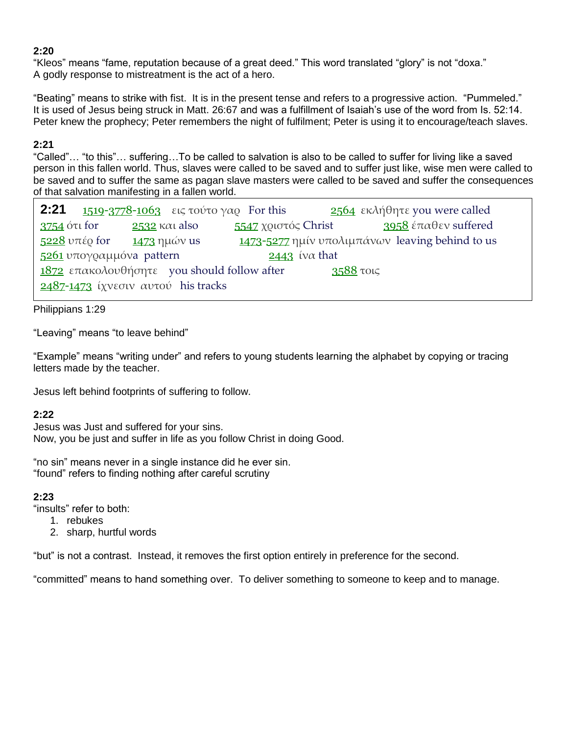**2:20**
"Kleos" means "fame, reputation because of a great deed." This word translated "glory" is not "doxa."
A godly response to mistreatment is the act of a hero.

"Beating" means to strike with fist. It is in the present tense and refers to a progressive action. "Pummeled." It is used of Jesus being struck in Matt. 26:67 and was a fulfillment of Isaiah's use of the word from Is. 52:14. Peter knew the prophecy; Peter remembers the night of fulfilment; Peter is using it to encourage/teach slaves.

**2:21**
"Called"… "to this"… suffering…To be called to salvation is also to be called to suffer for living like a saved person in this fallen world. Thus, slaves were called to be saved and to suffer just like, wise men were called to be saved and to suffer the same as pagan slave masters were called to be saved and suffer the consequences of that salvation manifesting in a fallen world.

**2:21** 1519-3778-1063 εις τούτο γαρ For this 2564 εκλήθητε you were called
3754 ότι for 2532 και also 5547 χριστός Christ 3958 έπαθεν suffered
5228 υπέρ for 1473 ημών us 1473-5277 ημίν υπολιμπάνων leaving behind to us
5261 υπογραμμόνa pattern 2443 ίνα that
1872 επακολουθήσητε you should follow after 3588 τοις
2487-1473 ίχνεσιν αυτού his tracks

Philippians 1:29

"Leaving" means "to leave behind"

"Example" means "writing under" and refers to young students learning the alphabet by copying or tracing letters made by the teacher.

Jesus left behind footprints of suffering to follow.

**2:22**
Jesus was Just and suffered for your sins.
Now, you be just and suffer in life as you follow Christ in doing Good.

"no sin" means never in a single instance did he ever sin.
"found" refers to finding nothing after careful scrutiny

**2:23**
"insults" refer to both:

1. rebukes
2. sharp, hurtful words

"but" is not a contrast. Instead, it removes the first option entirely in preference for the second.

"committed" means to hand something over. To deliver something to someone to keep and to manage.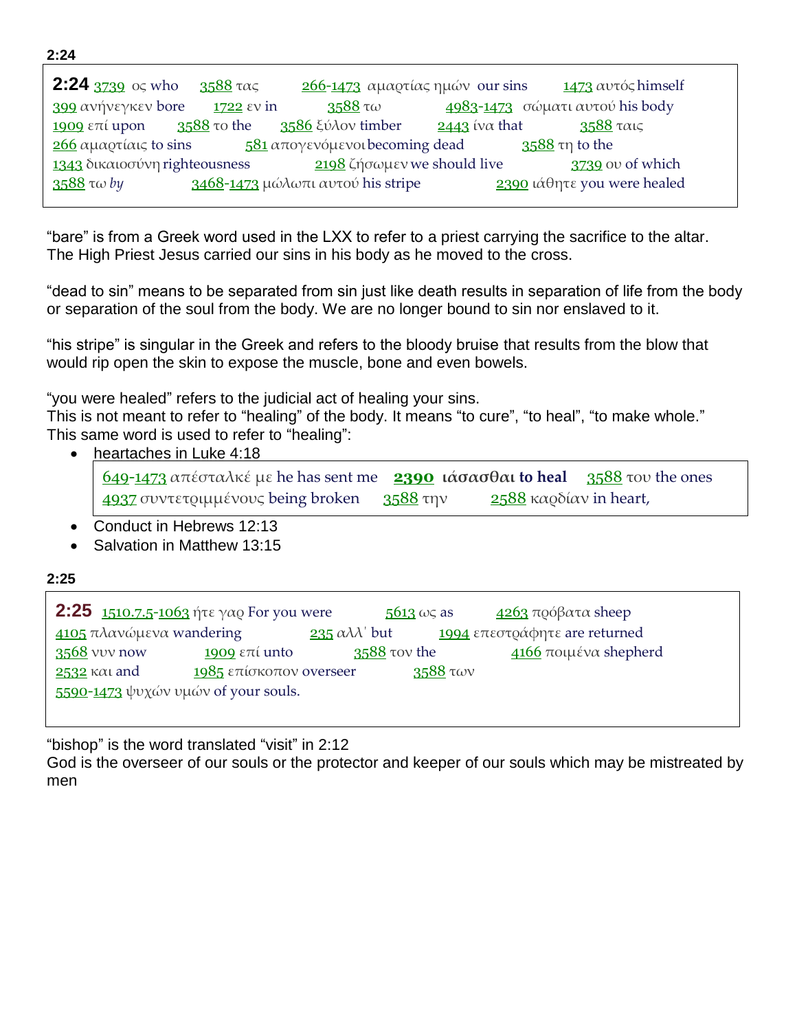**2:24**

| | | | | |
|---|---|---|---|---|
| **2:24** 3739 ος who | 3588 τας | 266-1473 αμαρτίας ημών our sins | 1473 αυτός himself | |
| 399 ανήνεγκεν bore | 1722 εν in | 3588 τω | 4983-1473 σώματι αυτού his body | |
| 1909 επί upon | 3588 το the | 3586 ξύλον timber | 2443 ίνα that | 3588 ταις |
| 266 αμαρτίαις to sins | 581 απογενόμενοι becoming dead | | 3588 τη to the | |
| 1343 δικαιοσύνη righteousness | 2198 ζήσωμεν we should live | | 3739 ου of which | |
| 3588 τω *by* | 3468-1473 μώλωπι αυτού his stripe | | 2390 ιάθητε you were healed | |

"bare" is from a Greek word used in the LXX to refer to a priest carrying the sacrifice to the altar. The High Priest Jesus carried our sins in his body as he moved to the cross.

"dead to sin" means to be separated from sin just like death results in separation of life from the body or separation of the soul from the body. We are no longer bound to sin nor enslaved to it.

"his stripe" is singular in the Greek and refers to the bloody bruise that results from the blow that would rip open the skin to expose the muscle, bone and even bowels.

"you were healed" refers to the judicial act of healing your sins.
This is not meant to refer to "healing" of the body. It means "to cure", "to heal", "to make whole."
This same word is used to refer to "healing":

- heartaches in Luke 4:18

| | | |
|---|---|---|
| 649-1473 απέσταλκέ με he has sent me | **2390 ιάσασθαι to heal** | 3588 του the ones |
| 4937 συντετριμμένους being broken | 3588 την | 2588 καρδίαν in heart, |

- Conduct in Hebrews 12:13
- Salvation in Matthew 13:15

**2:25**

| | | | |
|---|---|---|---|
| **2:25** 1510.7.5-1063 ήτε γαρ For you were | 5613 ως as | 4263 πρόβατα sheep | |
| 4105 πλανώμενα wandering | 235 αλλ᾽ but | 1994 επεστράφητε are returned | |
| 3568 νυν now | 1909 επί unto | 3588 τον the | 4166 ποιμένα shepherd |
| 2532 και and | 1985 επίσκοπον overseer | 3588 των | |
| 5590-1473 ψυχών υμών of your souls. | | | |

"bishop" is the word translated "visit" in 2:12
God is the overseer of our souls or the protector and keeper of our souls which may be mistreated by men